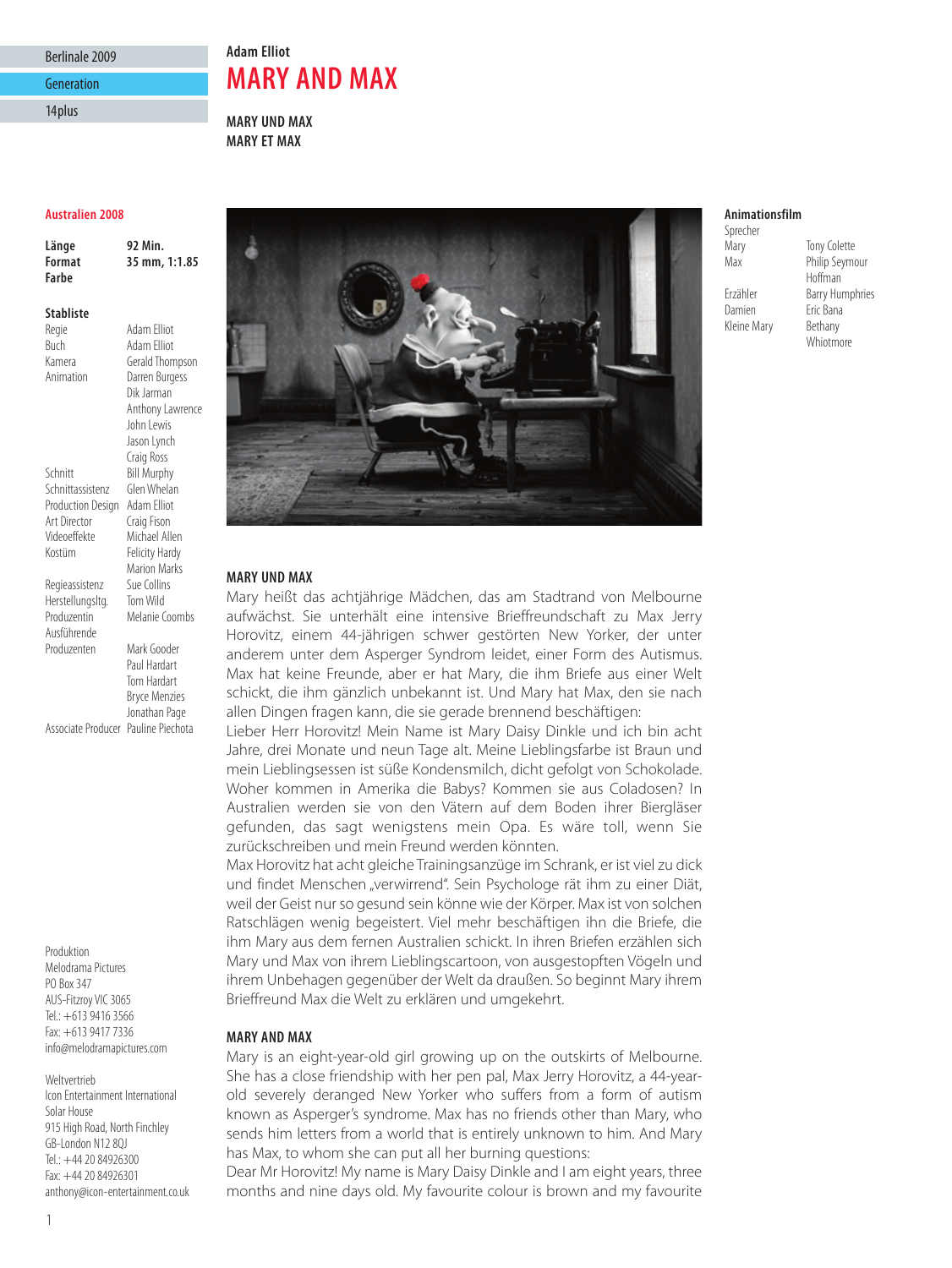Berlinale 2009

Generation

14plus

**Adam Elliot**

# MARY AND MAX

**MARY UND MAX**
**MARY ET MAX**

**Australien 2008**

| | |
|---|---|
| **Länge** | **92 Min.** |
| **Format** | **35 mm, 1:1.85** |
| **Farbe** | |

**Stabliste**

| | |
|---|---|
| Regie | Adam Elliot |
| Buch | Adam Elliot |
| Kamera | Gerald Thompson |
| Animation | Darren Burgess, Dik Jarman, Anthony Lawrence, John Lewis, Jason Lynch, Craig Ross |
| Schnitt | Bill Murphy |
| Schnittassistenz | Glen Whelan |
| Production Design | Adam Elliot |
| Art Director | Craig Fison |
| Videoeffekte | Michael Allen |
| Kostüm | Felicity Hardy, Marion Marks |
| Regieassistenz | Sue Collins |
| Herstellungsltg. | Tom Wild |
| Produzentin | Melanie Coombs |
| Ausführende Produzenten | Mark Gooder, Paul Hardart, Tom Hardart, Bryce Menzies, Jonathan Page |
| Associate Producer | Pauline Piechota |

**Animationsfilm**

| Sprecher | |
|---|---|
| Mary | Tony Colette |
| Max | Philip Seymour Hoffman |
| Erzähler | Barry Humphries |
| Damien | Eric Bana |
| Kleine Mary | Bethany Whiotmore |

Produktion
Melodrama Pictures
PO Box 347
AUS-Fitzroy VIC 3065
Tel.: +613 9416 3566
Fax: +613 9417 7336
info@melodramapictures.com

Weltvertrieb
Icon Entertainment International
Solar House
915 High Road, North Finchley
GB-London N12 8QJ
Tel.: +44 20 84926300
Fax: +44 20 84926301
anthony@icon-entertainment.co.uk

### MARY UND MAX

Mary heißt das achtjährige Mädchen, das am Stadtrand von Melbourne aufwächst. Sie unterhält eine intensive Brieffreundschaft zu Max Jerry Horovitz, einem 44-jährigen schwer gestörten New Yorker, der unter anderem unter dem Asperger Syndrom leidet, einer Form des Autismus. Max hat keine Freunde, aber er hat Mary, die ihm Briefe aus einer Welt schickt, die ihm gänzlich unbekannt ist. Und Mary hat Max, den sie nach allen Dingen fragen kann, die sie gerade brennend beschäftigen:

Lieber Herr Horovitz! Mein Name ist Mary Daisy Dinkle und ich bin acht Jahre, drei Monate und neun Tage alt. Meine Lieblingsfarbe ist Braun und mein Lieblingsessen ist süße Kondensmilch, dicht gefolgt von Schokolade. Woher kommen in Amerika die Babys? Kommen sie aus Coladosen? In Australien werden sie von den Vätern auf dem Boden ihrer Biergläser gefunden, das sagt wenigstens mein Opa. Es wäre toll, wenn Sie zurückschreiben und mein Freund werden könnten.

Max Horovitz hat acht gleiche Trainingsanzüge im Schrank, er ist viel zu dick und findet Menschen „verwirrend". Sein Psychologe rät ihm zu einer Diät, weil der Geist nur so gesund sein könne wie der Körper. Max ist von solchen Ratschlägen wenig begeistert. Viel mehr beschäftigen ihn die Briefe, die ihm Mary aus dem fernen Australien schickt. In ihren Briefen erzählen sich Mary und Max von ihrem Lieblingscartoon, von ausgestopften Vögeln und ihrem Unbehagen gegenüber der Welt da draußen. So beginnt Mary ihrem Brieffreund Max die Welt zu erklären und umgekehrt.

### MARY AND MAX

Mary is an eight-year-old girl growing up on the outskirts of Melbourne. She has a close friendship with her pen pal, Max Jerry Horovitz, a 44-year-old severely deranged New Yorker who suffers from a form of autism known as Asperger's syndrome. Max has no friends other than Mary, who sends him letters from a world that is entirely unknown to him. And Mary has Max, to whom she can put all her burning questions:

Dear Mr Horovitz! My name is Mary Daisy Dinkle and I am eight years, three months and nine days old. My favourite colour is brown and my favourite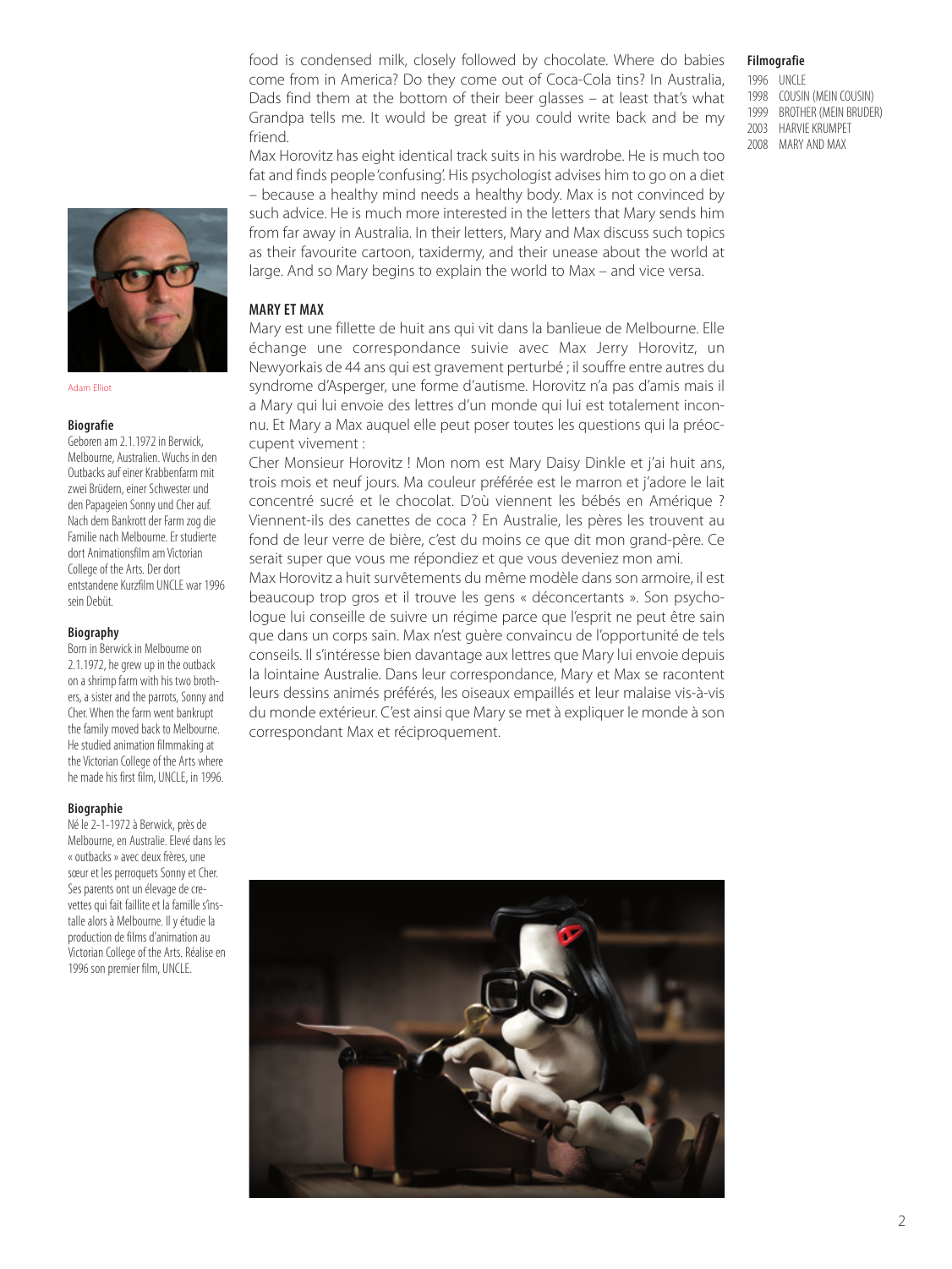food is condensed milk, closely followed by chocolate. Where do babies come from in America? Do they come out of Coca-Cola tins? In Australia, Dads find them at the bottom of their beer glasses – at least that's what Grandpa tells me. It would be great if you could write back and be my friend.

Max Horovitz has eight identical track suits in his wardrobe. He is much too fat and finds people 'confusing'. His psychologist advises him to go on a diet – because a healthy mind needs a healthy body. Max is not convinced by such advice. He is much more interested in the letters that Mary sends him from far away in Australia. In their letters, Mary and Max discuss such topics as their favourite cartoon, taxidermy, and their unease about the world at large. And so Mary begins to explain the world to Max – and vice versa.

### MARY ET MAX

Mary est une fillette de huit ans qui vit dans la banlieue de Melbourne. Elle échange une correspondance suivie avec Max Jerry Horovitz, un Newyorkais de 44 ans qui est gravement perturbé ; il souffre entre autres du syndrome d'Asperger, une forme d'autisme. Horovitz n'a pas d'amis mais il a Mary qui lui envoie des lettres d'un monde qui lui est totalement inconnu. Et Mary a Max auquel elle peut poser toutes les questions qui la préoccupent vivement :

Cher Monsieur Horovitz ! Mon nom est Mary Daisy Dinkle et j'ai huit ans, trois mois et neuf jours. Ma couleur préférée est le marron et j'adore le lait concentré sucré et le chocolat. D'où viennent les bébés en Amérique ? Viennent-ils des canettes de coca ? En Australie, les pères les trouvent au fond de leur verre de bière, c'est du moins ce que dit mon grand-père. Ce serait super que vous me répondiez et que vous deveniez mon ami.

Max Horovitz a huit survêtements du même modèle dans son armoire, il est beaucoup trop gros et il trouve les gens « déconcertants ». Son psychologue lui conseille de suivre un régime parce que l'esprit ne peut être sain que dans un corps sain. Max n'est guère convaincu de l'opportunité de tels conseils. Il s'intéresse bien davantage aux lettres que Mary lui envoie depuis la lointaine Australie. Dans leur correspondance, Mary et Max se racontent leurs dessins animés préférés, les oiseaux empaillés et leur malaise vis-à-vis du monde extérieur. C'est ainsi que Mary se met à expliquer le monde à son correspondant Max et réciproquement.

Adam Elliot

**Biografie**

Geboren am 2.1.1972 in Berwick, Melbourne, Australien. Wuchs in den Outbacks auf einer Krabbenfarm mit zwei Brüdern, einer Schwester und den Papageien Sonny und Cher auf. Nach dem Bankrott der Farm zog die Familie nach Melbourne. Er studierte dort Animationsfilm am Victorian College of the Arts. Der dort entstandene Kurzfilm UNCLE war 1996 sein Debüt.

**Biography**

Born in Berwick in Melbourne on 2.1.1972, he grew up in the outback on a shrimp farm with his two brothers, a sister and the parrots, Sonny and Cher. When the farm went bankrupt the family moved back to Melbourne. He studied animation filmmaking at the Victorian College of the Arts where he made his first film, UNCLE, in 1996.

**Biographie**

Né le 2-1-1972 à Berwick, près de Melbourne, en Australie. Elevé dans les « outbacks » avec deux frères, une sœur et les perroquets Sonny et Cher. Ses parents ont un élevage de crevettes qui fait faillite et la famille s'installe alors à Melbourne. Il y étudie la production de films d'animation au Victorian College of the Arts. Réalise en 1996 son premier film, UNCLE.

**Filmografie**

1996 UNCLE
1998 COUSIN (MEIN COUSIN)
1999 BROTHER (MEIN BRUDER)
2003 HARVIE KRUMPET
2008 MARY AND MAX